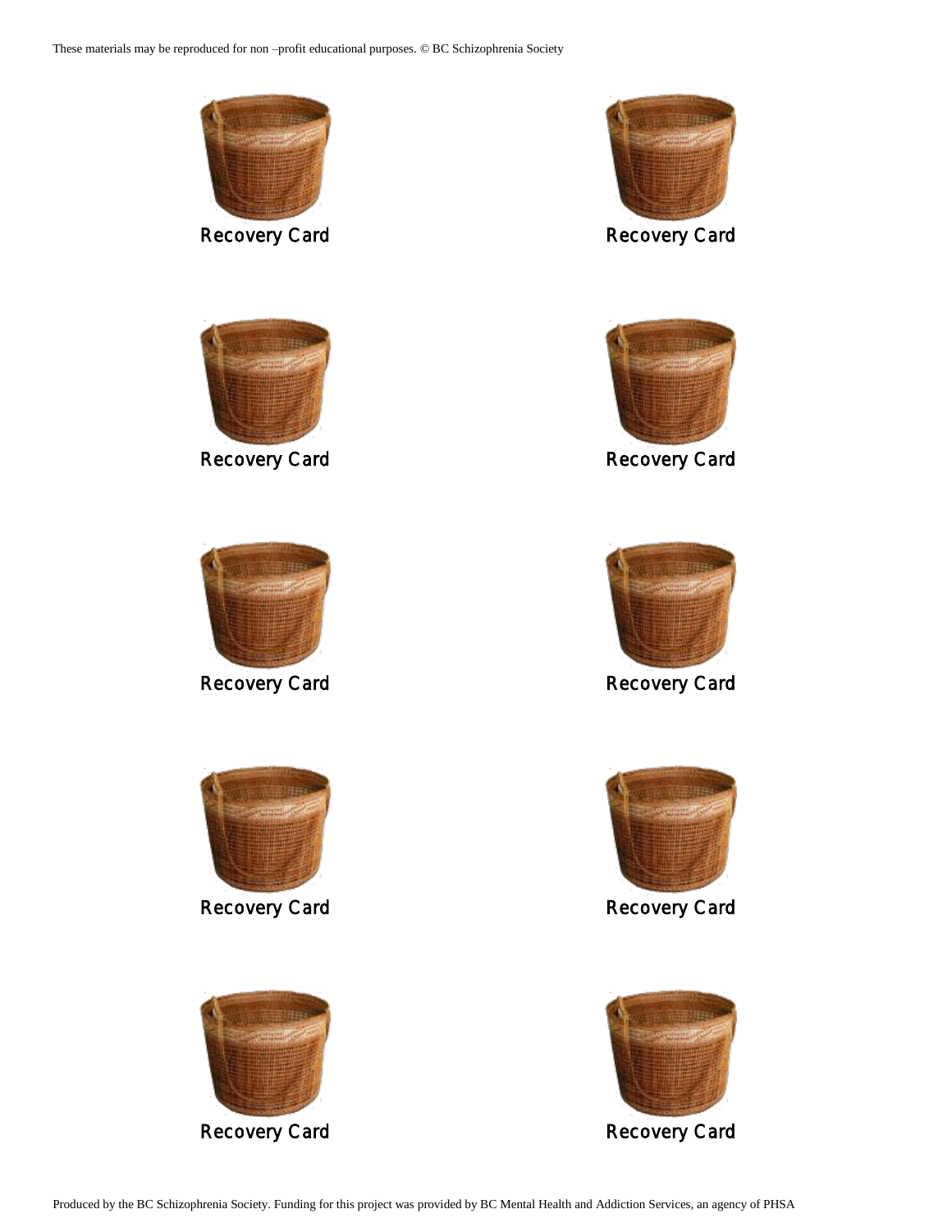These materials may be reproduced for non –profit educational purposes. © BC Schizophrenia Society

Recovery Card

Recovery Card

Recovery Card

Recovery Card

Recovery Card

Recovery Card

Recovery Card

Recovery Card

Recovery Card

Recovery Card

Produced by the BC Schizophrenia Society. Funding for this project was provided by BC Mental Health and Addiction Services, an agency of PHSA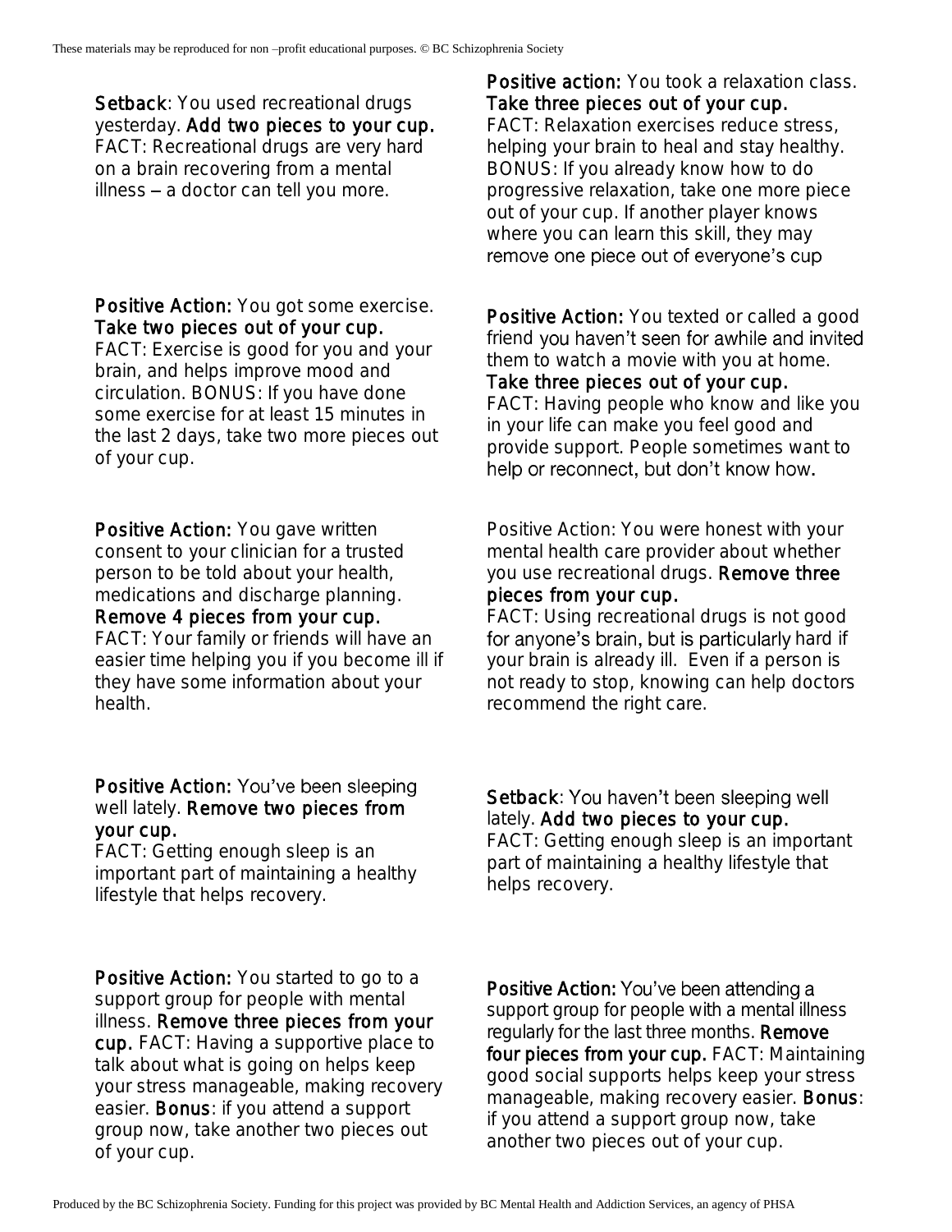**Setback**: You used recreational drugs yesterday. **Add two pieces to your cup.** FACT: Recreational drugs are very hard on a brain recovering from a mental illness – a doctor can tell you more.

**Positive action:** You took a relaxation class. **Take three pieces out of your cup.** FACT: Relaxation exercises reduce stress, helping your brain to heal and stay healthy. BONUS: If you already know how to do progressive relaxation, take one more piece out of your cup. If another player knows where you can learn this skill, they may remove one piece out of everyone's cup

**Positive Action:** You got some exercise. **Take two pieces out of your cup.** FACT: Exercise is good for you and your brain, and helps improve mood and circulation. BONUS: If you have done some exercise for at least 15 minutes in the last 2 days, take two more pieces out of your cup.

**Positive Action:** You texted or called a good friend you haven't seen for awhile and invited them to watch a movie with you at home. **Take three pieces out of your cup.** FACT: Having people who know and like you in your life can make you feel good and provide support. People sometimes want to help or reconnect, but don't know how.

**Positive Action:** You gave written consent to your clinician for a trusted person to be told about your health, medications and discharge planning. **Remove 4 pieces from your cup.** FACT: Your family or friends will have an easier time helping you if you become ill if they have some information about your health.

Positive Action: You were honest with your mental health care provider about whether you use recreational drugs. **Remove three pieces from your cup.** FACT: Using recreational drugs is not good for anyone's brain, but is particularly hard if your brain is already ill. Even if a person is not ready to stop, knowing can help doctors recommend the right care.

**Positive Action:** You've been sleeping well lately. **Remove two pieces from your cup.** FACT: Getting enough sleep is an important part of maintaining a healthy lifestyle that helps recovery.

**Setback**: You haven't been sleeping well lately. **Add two pieces to your cup.** FACT: Getting enough sleep is an important part of maintaining a healthy lifestyle that helps recovery.

**Positive Action:** You started to go to a support group for people with mental illness. **Remove three pieces from your cup.** FACT: Having a supportive place to talk about what is going on helps keep your stress manageable, making recovery easier. **Bonus**: if you attend a support group now, take another two pieces out of your cup.

**Positive Action:** You've been attending a support group for people with a mental illness regularly for the last three months. **Remove four pieces from your cup.** FACT: Maintaining good social supports helps keep your stress manageable, making recovery easier. **Bonus**: if you attend a support group now, take another two pieces out of your cup.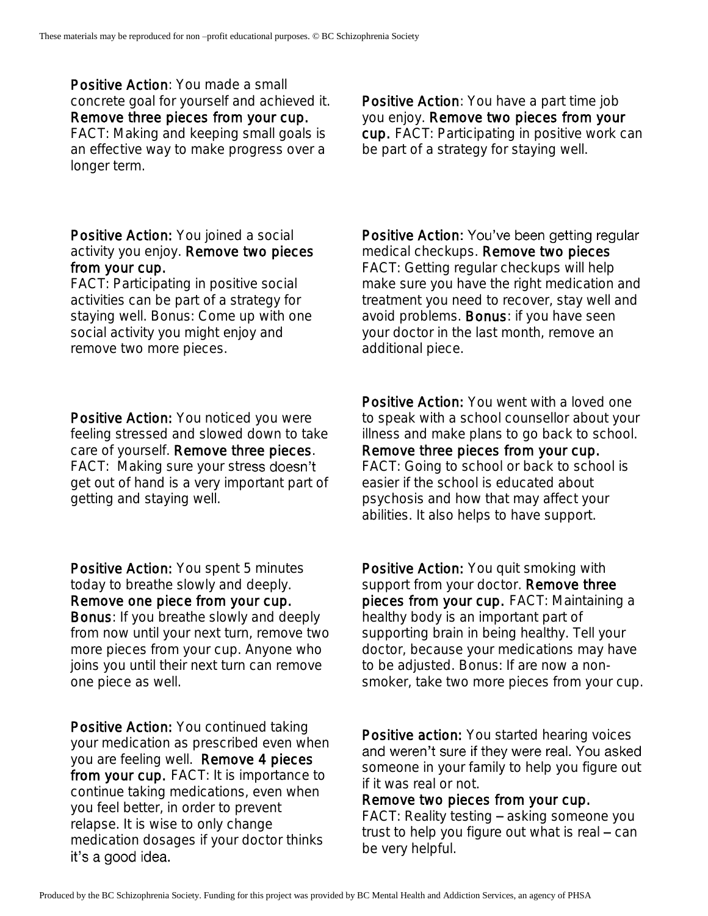**Positive Action**: You made a small concrete goal for yourself and achieved it. **Remove three pieces from your cup.** FACT: Making and keeping small goals is an effective way to make progress over a longer term.

**Positive Action**: You have a part time job you enjoy. **Remove two pieces from your cup.** FACT: Participating in positive work can be part of a strategy for staying well.

**Positive Action:** You joined a social activity you enjoy. **Remove two pieces from your cup.**
FACT: Participating in positive social activities can be part of a strategy for staying well. Bonus: Come up with one social activity you might enjoy and remove two more pieces.

**Positive Action:** You've been getting regular medical checkups. **Remove two pieces** FACT: Getting regular checkups will help make sure you have the right medication and treatment you need to recover, stay well and avoid problems. **Bonus**: if you have seen your doctor in the last month, remove an additional piece.

**Positive Action:** You noticed you were feeling stressed and slowed down to take care of yourself. **Remove three pieces**. FACT: Making sure your stress doesn't get out of hand is a very important part of getting and staying well.

**Positive Action:** You went with a loved one to speak with a school counsellor about your illness and make plans to go back to school. **Remove three pieces from your cup.**
FACT: Going to school or back to school is easier if the school is educated about psychosis and how that may affect your abilities. It also helps to have support.

**Positive Action:** You spent 5 minutes today to breathe slowly and deeply. **Remove one piece from your cup.**
**Bonus**: If you breathe slowly and deeply from now until your next turn, remove two more pieces from your cup. Anyone who joins you until their next turn can remove one piece as well.

**Positive Action:** You quit smoking with support from your doctor. **Remove three pieces from your cup.** FACT: Maintaining a healthy body is an important part of supporting brain in being healthy. Tell your doctor, because your medications may have to be adjusted. Bonus: If are now a non-smoker, take two more pieces from your cup.

**Positive Action:** You continued taking your medication as prescribed even when you are feeling well. **Remove 4 pieces from your cup.** FACT: It is importance to continue taking medications, even when you feel better, in order to prevent relapse. It is wise to only change medication dosages if your doctor thinks it's a good idea.

**Positive action:** You started hearing voices and weren't sure if they were real. You asked someone in your family to help you figure out if it was real or not.
**Remove two pieces from your cup.**
FACT: Reality testing – asking someone you trust to help you figure out what is real – can be very helpful.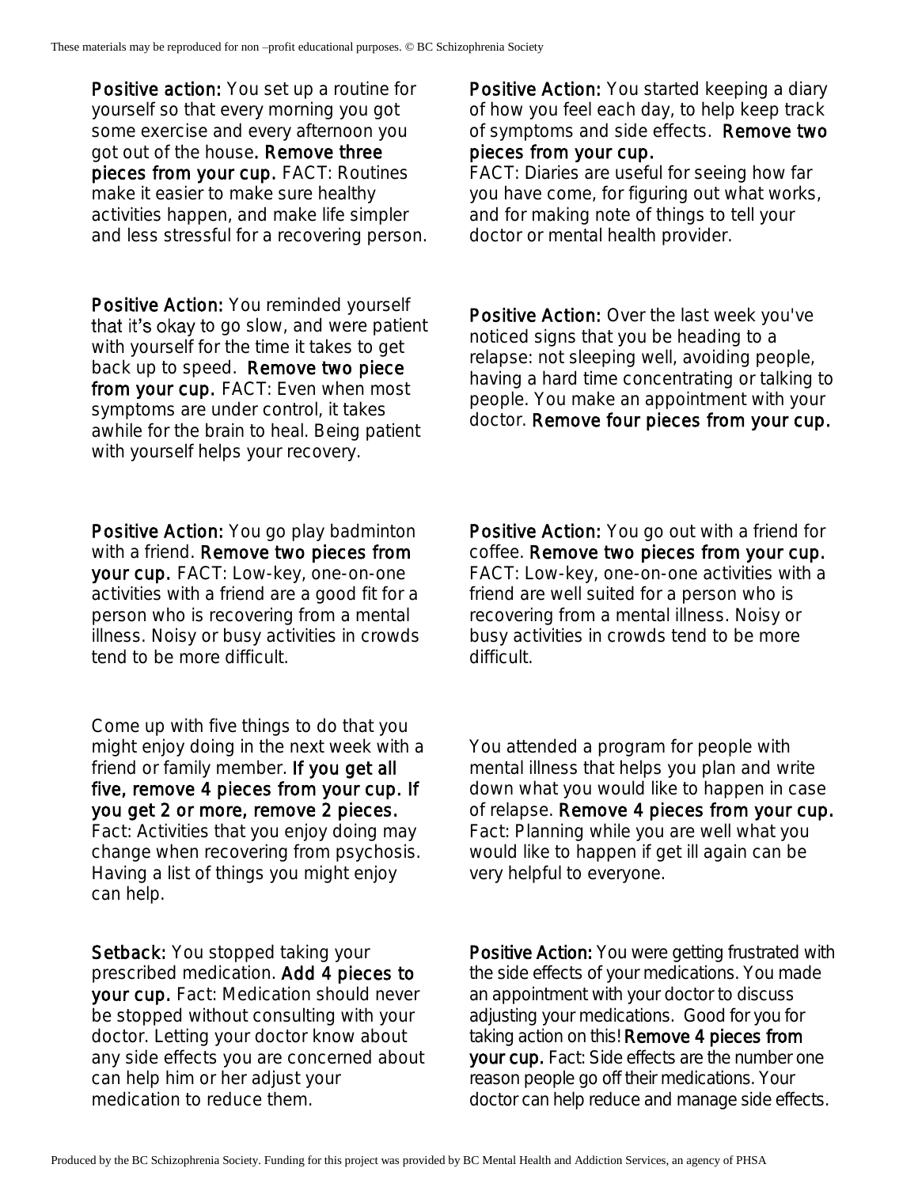**Positive action:** You set up a routine for yourself so that every morning you got some exercise and every afternoon you got out of the house**. Remove three pieces from your cup.** FACT: Routines make it easier to make sure healthy activities happen, and make life simpler and less stressful for a recovering person.

**Positive Action:** You started keeping a diary of how you feel each day, to help keep track of symptoms and side effects. **Remove two pieces from your cup.**
FACT: Diaries are useful for seeing how far you have come, for figuring out what works, and for making note of things to tell your doctor or mental health provider.

**Positive Action:** You reminded yourself that it's okay to go slow, and were patient with yourself for the time it takes to get back up to speed. **Remove two piece from your cup.** FACT: Even when most symptoms are under control, it takes awhile for the brain to heal. Being patient with yourself helps your recovery.

**Positive Action:** Over the last week you've noticed signs that you be heading to a relapse: not sleeping well, avoiding people, having a hard time concentrating or talking to people. You make an appointment with your doctor. **Remove four pieces from your cup.**

**Positive Action:** You go play badminton with a friend. **Remove two pieces from your cup.** FACT: Low-key, one-on-one activities with a friend are a good fit for a person who is recovering from a mental illness. Noisy or busy activities in crowds tend to be more difficult.

**Positive Action:** You go out with a friend for coffee. **Remove two pieces from your cup.** FACT: Low-key, one-on-one activities with a friend are well suited for a person who is recovering from a mental illness. Noisy or busy activities in crowds tend to be more difficult.

Come up with five things to do that you might enjoy doing in the next week with a friend or family member. **If you get all five, remove 4 pieces from your cup. If you get 2 or more, remove 2 pieces.** Fact: Activities that you enjoy doing may change when recovering from psychosis. Having a list of things you might enjoy can help.

You attended a program for people with mental illness that helps you plan and write down what you would like to happen in case of relapse. **Remove 4 pieces from your cup.** Fact: Planning while you are well what you would like to happen if get ill again can be very helpful to everyone.

**Setback:** You stopped taking your prescribed medication. **Add 4 pieces to your cup.** Fact: Medication should never be stopped without consulting with your doctor. Letting your doctor know about any side effects you are concerned about can help him or her adjust your medication to reduce them.

**Positive Action:** You were getting frustrated with the side effects of your medications. You made an appointment with your doctor to discuss adjusting your medications. Good for you for taking action on this! **Remove 4 pieces from your cup.** Fact: Side effects are the number one reason people go off their medications. Your doctor can help reduce and manage side effects.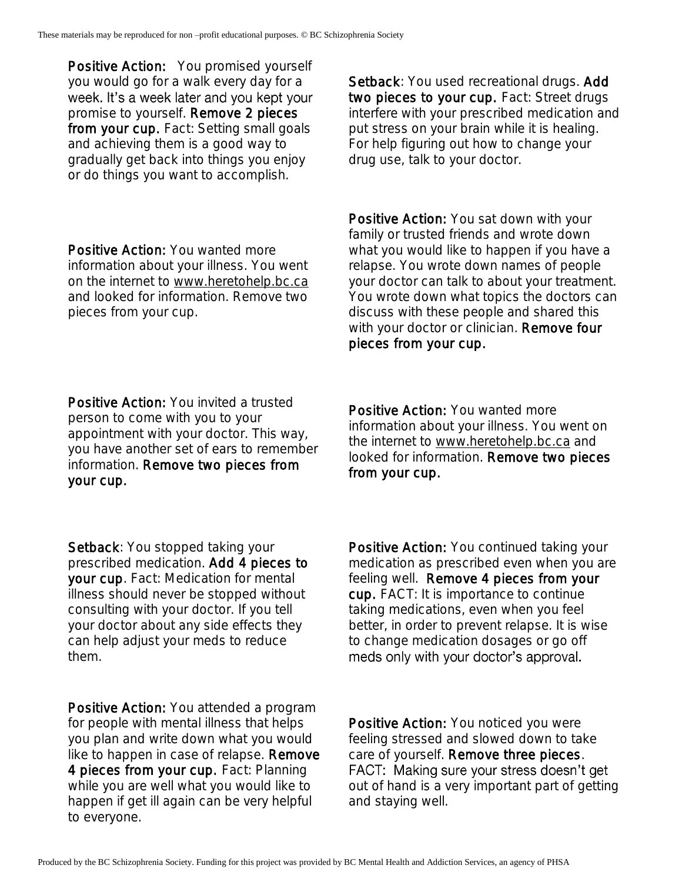**Positive Action:** You promised yourself you would go for a walk every day for a week. It's a week later and you kept your promise to yourself. **Remove 2 pieces from your cup.** Fact: Setting small goals and achieving them is a good way to gradually get back into things you enjoy or do things you want to accomplish.

**Setback**: You used recreational drugs. **Add two pieces to your cup.** Fact: Street drugs interfere with your prescribed medication and put stress on your brain while it is healing. For help figuring out how to change your drug use, talk to your doctor.

**Positive Action:** You wanted more information about your illness. You went on the internet to www.heretohelp.bc.ca and looked for information. Remove two pieces from your cup.

**Positive Action:** You sat down with your family or trusted friends and wrote down what you would like to happen if you have a relapse. You wrote down names of people your doctor can talk to about your treatment. You wrote down what topics the doctors can discuss with these people and shared this with your doctor or clinician. **Remove four pieces from your cup.**

**Positive Action:** You invited a trusted person to come with you to your appointment with your doctor. This way, you have another set of ears to remember information. **Remove two pieces from your cup.**

**Positive Action:** You wanted more information about your illness. You went on the internet to www.heretohelp.bc.ca and looked for information. **Remove two pieces from your cup.**

**Setback**: You stopped taking your prescribed medication. **Add 4 pieces to your cup**. Fact: Medication for mental illness should never be stopped without consulting with your doctor. If you tell your doctor about any side effects they can help adjust your meds to reduce them.

**Positive Action:** You continued taking your medication as prescribed even when you are feeling well. **Remove 4 pieces from your cup.** FACT: It is importance to continue taking medications, even when you feel better, in order to prevent relapse. It is wise to change medication dosages or go off meds only with your doctor's approval.

**Positive Action:** You attended a program for people with mental illness that helps you plan and write down what you would like to happen in case of relapse. **Remove 4 pieces from your cup.** Fact: Planning while you are well what you would like to happen if get ill again can be very helpful to everyone.

**Positive Action:** You noticed you were feeling stressed and slowed down to take care of yourself. **Remove three pieces**. FACT: Making sure your stress doesn't get out of hand is a very important part of getting and staying well.